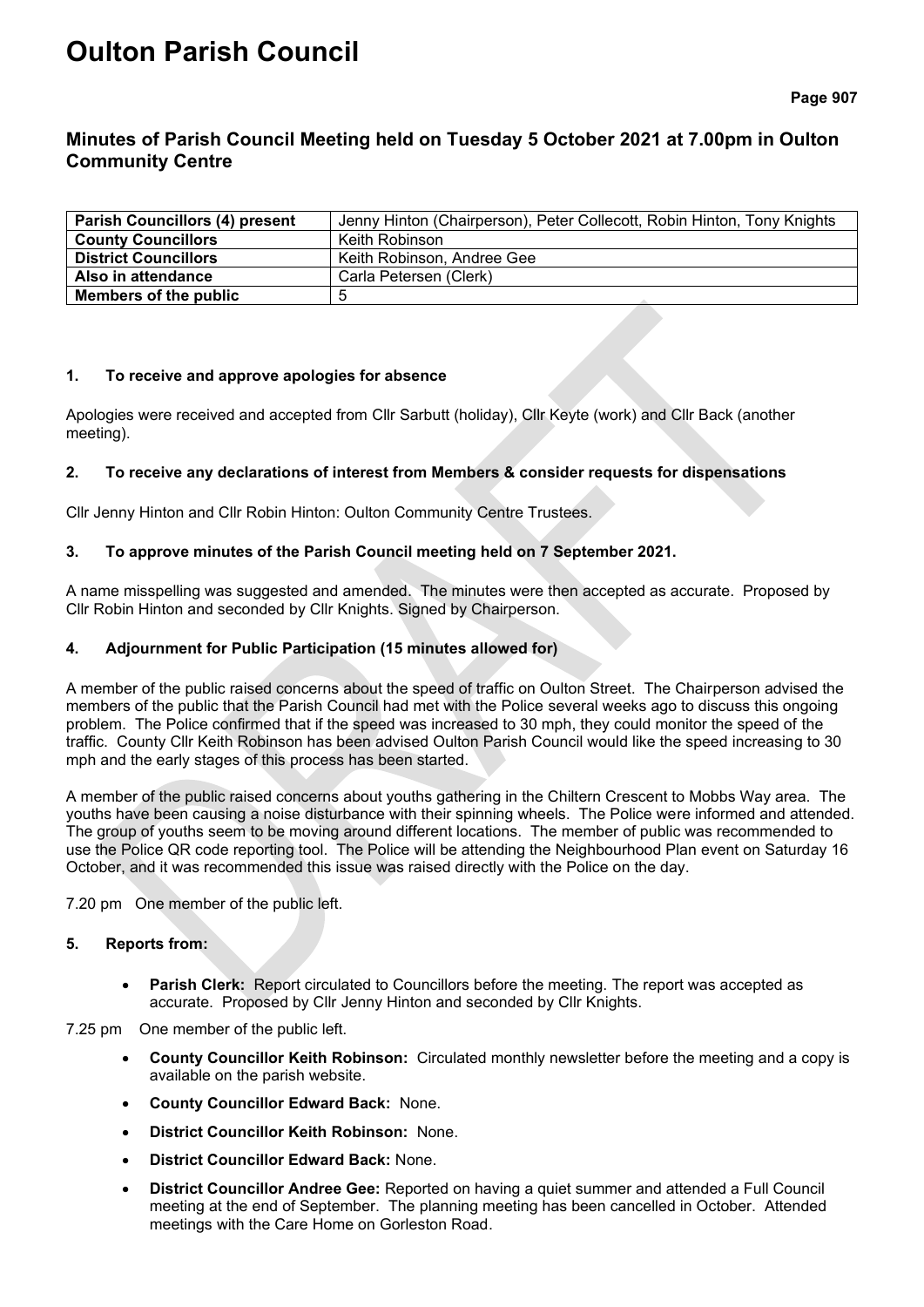# Oulton Parish Council

## Minutes of Parish Council Meeting held on Tuesday 5 October 2021 at 7.00pm in Oulton Community Centre

| **Parish Councillors (4) present** | Jenny Hinton (Chairperson), Peter Collecott, Robin Hinton, Tony Knights |
|---|---|
| **County Councillors** | Keith Robinson |
| **District Councillors** | Keith Robinson, Andree Gee |
| **Also in attendance** | Carla Petersen (Clerk) |
| **Members of the public** | 5 |

### 1. To receive and approve apologies for absence

Apologies were received and accepted from Cllr Sarbutt (holiday), Cllr Keyte (work) and Cllr Back (another meeting).

### 2. To receive any declarations of interest from Members & consider requests for dispensations

Cllr Jenny Hinton and Cllr Robin Hinton: Oulton Community Centre Trustees.

### 3. To approve minutes of the Parish Council meeting held on 7 September 2021.

A name misspelling was suggested and amended. The minutes were then accepted as accurate. Proposed by Cllr Robin Hinton and seconded by Cllr Knights. Signed by Chairperson.

### 4. Adjournment for Public Participation (15 minutes allowed for)

A member of the public raised concerns about the speed of traffic on Oulton Street. The Chairperson advised the members of the public that the Parish Council had met with the Police several weeks ago to discuss this ongoing problem. The Police confirmed that if the speed was increased to 30 mph, they could monitor the speed of the traffic. County Cllr Keith Robinson has been advised Oulton Parish Council would like the speed increasing to 30 mph and the early stages of this process has been started.

A member of the public raised concerns about youths gathering in the Chiltern Crescent to Mobbs Way area. The youths have been causing a noise disturbance with their spinning wheels. The Police were informed and attended. The group of youths seem to be moving around different locations. The member of public was recommended to use the Police QR code reporting tool. The Police will be attending the Neighbourhood Plan event on Saturday 16 October, and it was recommended this issue was raised directly with the Police on the day.

7.20 pm One member of the public left.

### 5. Reports from:

- **Parish Clerk:** Report circulated to Councillors before the meeting. The report was accepted as accurate. Proposed by Cllr Jenny Hinton and seconded by Cllr Knights.

7.25 pm One member of the public left.

- **County Councillor Keith Robinson:** Circulated monthly newsletter before the meeting and a copy is available on the parish website.
- **County Councillor Edward Back:** None.
- **District Councillor Keith Robinson:** None.
- **District Councillor Edward Back:** None.
- **District Councillor Andree Gee:** Reported on having a quiet summer and attended a Full Council meeting at the end of September. The planning meeting has been cancelled in October. Attended meetings with the Care Home on Gorleston Road.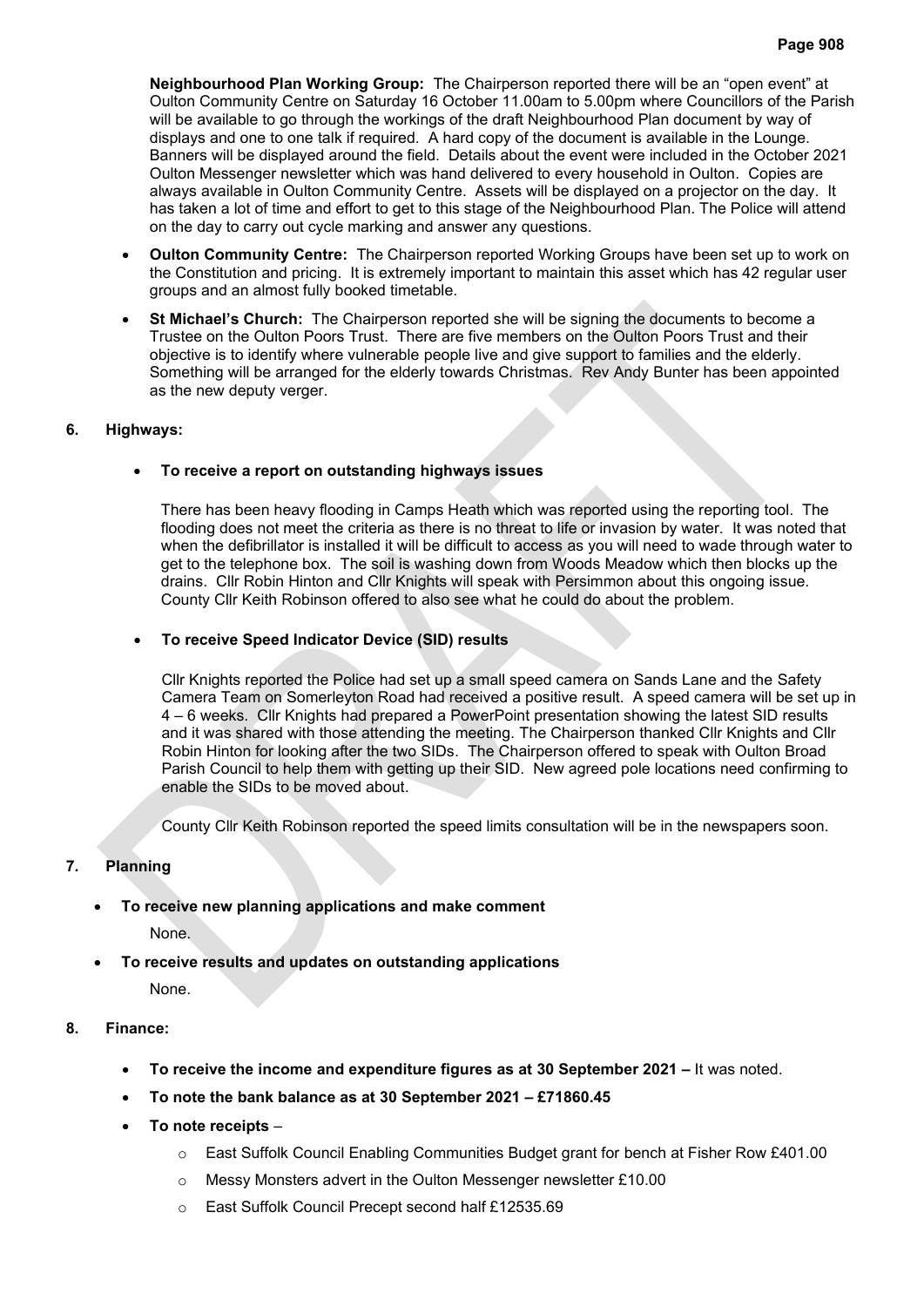**Neighbourhood Plan Working Group:** The Chairperson reported there will be an "open event" at Oulton Community Centre on Saturday 16 October 11.00am to 5.00pm where Councillors of the Parish will be available to go through the workings of the draft Neighbourhood Plan document by way of displays and one to one talk if required. A hard copy of the document is available in the Lounge. Banners will be displayed around the field. Details about the event were included in the October 2021 Oulton Messenger newsletter which was hand delivered to every household in Oulton. Copies are always available in Oulton Community Centre. Assets will be displayed on a projector on the day. It has taken a lot of time and effort to get to this stage of the Neighbourhood Plan. The Police will attend on the day to carry out cycle marking and answer any questions.

- **Oulton Community Centre:** The Chairperson reported Working Groups have been set up to work on the Constitution and pricing. It is extremely important to maintain this asset which has 42 regular user groups and an almost fully booked timetable.
- **St Michael's Church:** The Chairperson reported she will be signing the documents to become a Trustee on the Oulton Poors Trust. There are five members on the Oulton Poors Trust and their objective is to identify where vulnerable people live and give support to families and the elderly. Something will be arranged for the elderly towards Christmas. Rev Andy Bunter has been appointed as the new deputy verger.

## 6. Highways:

- **To receive a report on outstanding highways issues**

  There has been heavy flooding in Camps Heath which was reported using the reporting tool. The flooding does not meet the criteria as there is no threat to life or invasion by water. It was noted that when the defibrillator is installed it will be difficult to access as you will need to wade through water to get to the telephone box. The soil is washing down from Woods Meadow which then blocks up the drains. Cllr Robin Hinton and Cllr Knights will speak with Persimmon about this ongoing issue. County Cllr Keith Robinson offered to also see what he could do about the problem.

- **To receive Speed Indicator Device (SID) results**

  Cllr Knights reported the Police had set up a small speed camera on Sands Lane and the Safety Camera Team on Somerleyton Road had received a positive result. A speed camera will be set up in 4 – 6 weeks. Cllr Knights had prepared a PowerPoint presentation showing the latest SID results and it was shared with those attending the meeting. The Chairperson thanked Cllr Knights and Cllr Robin Hinton for looking after the two SIDs. The Chairperson offered to speak with Oulton Broad Parish Council to help them with getting up their SID. New agreed pole locations need confirming to enable the SIDs to be moved about.

  County Cllr Keith Robinson reported the speed limits consultation will be in the newspapers soon.

## 7. Planning

- **To receive new planning applications and make comment**

  None.

- **To receive results and updates on outstanding applications**

  None.

## 8. Finance:

- **To receive the income and expenditure figures as at 30 September 2021 –** It was noted.
- **To note the bank balance as at 30 September 2021 – £71860.45**
- **To note receipts** –
  - East Suffolk Council Enabling Communities Budget grant for bench at Fisher Row £401.00
  - Messy Monsters advert in the Oulton Messenger newsletter £10.00
  - East Suffolk Council Precept second half £12535.69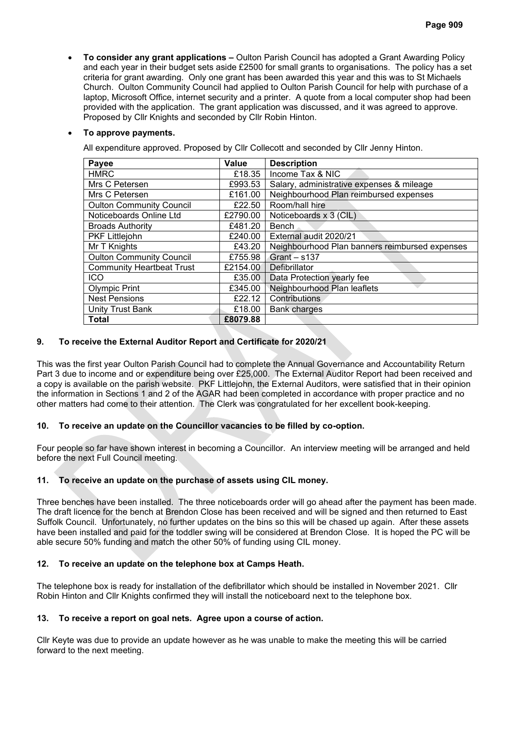- **To consider any grant applications –** Oulton Parish Council has adopted a Grant Awarding Policy and each year in their budget sets aside £2500 for small grants to organisations. The policy has a set criteria for grant awarding. Only one grant has been awarded this year and this was to St Michaels Church. Oulton Community Council had applied to Oulton Parish Council for help with purchase of a laptop, Microsoft Office, internet security and a printer. A quote from a local computer shop had been provided with the application. The grant application was discussed, and it was agreed to approve. Proposed by Cllr Knights and seconded by Cllr Robin Hinton.

- **To approve payments.**

All expenditure approved. Proposed by Cllr Collecott and seconded by Cllr Jenny Hinton.

| Payee | Value | Description |
|---|---|---|
| HMRC | £18.35 | Income Tax & NIC |
| Mrs C Petersen | £993.53 | Salary, administrative expenses & mileage |
| Mrs C Petersen | £161.00 | Neighbourhood Plan reimbursed expenses |
| Oulton Community Council | £22.50 | Room/hall hire |
| Noticeboards Online Ltd | £2790.00 | Noticeboards x 3 (CIL) |
| Broads Authority | £481.20 | Bench |
| PKF Littlejohn | £240.00 | External audit 2020/21 |
| Mr T Knights | £43.20 | Neighbourhood Plan banners reimbursed expenses |
| Oulton Community Council | £755.98 | Grant – s137 |
| Community Heartbeat Trust | £2154.00 | Defibrillator |
| ICO | £35.00 | Data Protection yearly fee |
| Olympic Print | £345.00 | Neighbourhood Plan leaflets |
| Nest Pensions | £22.12 | Contributions |
| Unity Trust Bank | £18.00 | Bank charges |
| **Total** | **£8079.88** | |

### 9. To receive the External Auditor Report and Certificate for 2020/21

This was the first year Oulton Parish Council had to complete the Annual Governance and Accountability Return Part 3 due to income and or expenditure being over £25,000. The External Auditor Report had been received and a copy is available on the parish website. PKF Littlejohn, the External Auditors, were satisfied that in their opinion the information in Sections 1 and 2 of the AGAR had been completed in accordance with proper practice and no other matters had come to their attention. The Clerk was congratulated for her excellent book-keeping.

### 10. To receive an update on the Councillor vacancies to be filled by co-option.

Four people so far have shown interest in becoming a Councillor. An interview meeting will be arranged and held before the next Full Council meeting.

### 11. To receive an update on the purchase of assets using CIL money.

Three benches have been installed. The three noticeboards order will go ahead after the payment has been made. The draft licence for the bench at Brendon Close has been received and will be signed and then returned to East Suffolk Council. Unfortunately, no further updates on the bins so this will be chased up again. After these assets have been installed and paid for the toddler swing will be considered at Brendon Close. It is hoped the PC will be able secure 50% funding and match the other 50% of funding using CIL money.

### 12. To receive an update on the telephone box at Camps Heath.

The telephone box is ready for installation of the defibrillator which should be installed in November 2021. Cllr Robin Hinton and Cllr Knights confirmed they will install the noticeboard next to the telephone box.

### 13. To receive a report on goal nets. Agree upon a course of action.

Cllr Keyte was due to provide an update however as he was unable to make the meeting this will be carried forward to the next meeting.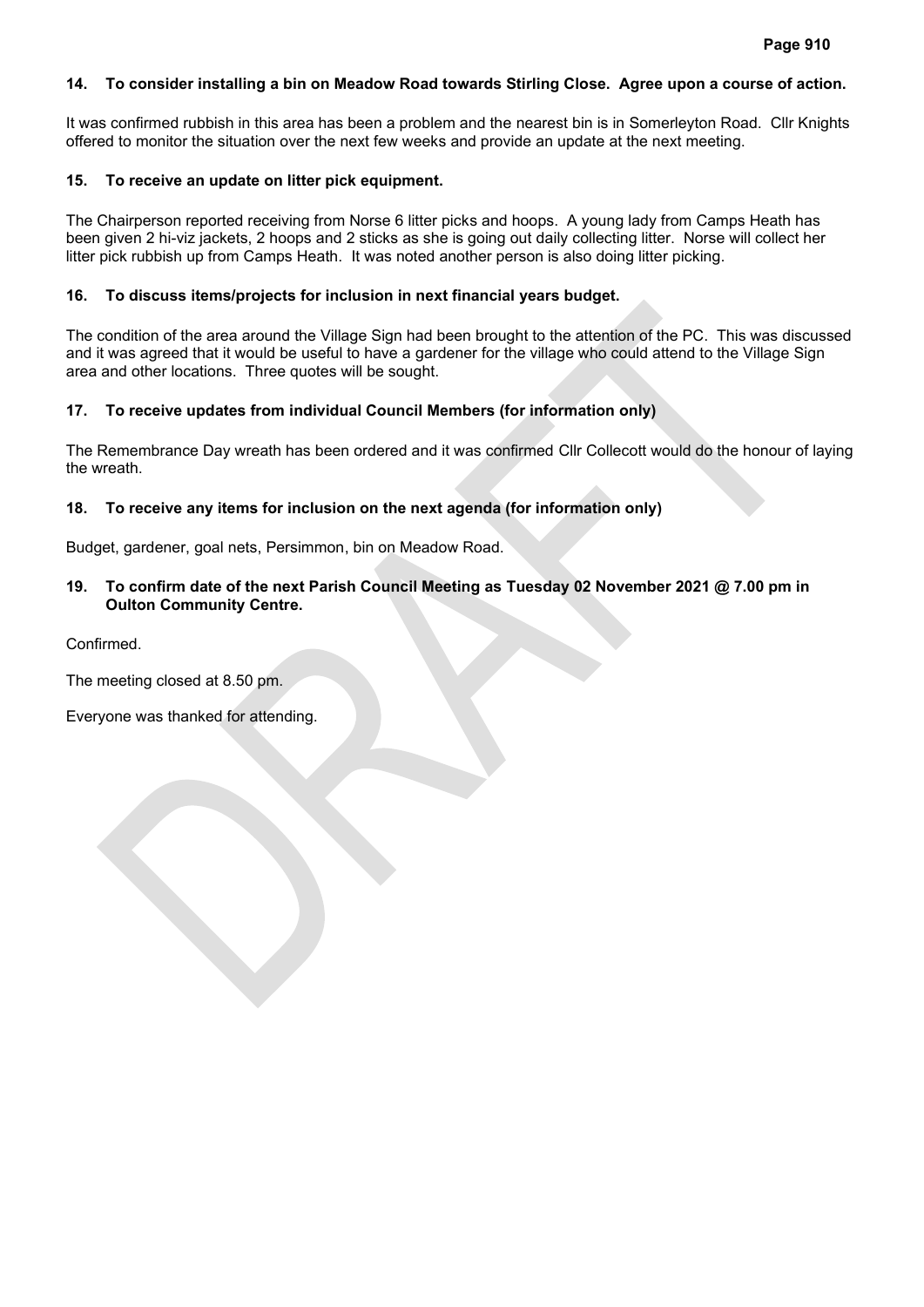### 14. To consider installing a bin on Meadow Road towards Stirling Close. Agree upon a course of action.

It was confirmed rubbish in this area has been a problem and the nearest bin is in Somerleyton Road. Cllr Knights offered to monitor the situation over the next few weeks and provide an update at the next meeting.

### 15. To receive an update on litter pick equipment.

The Chairperson reported receiving from Norse 6 litter picks and hoops. A young lady from Camps Heath has been given 2 hi-viz jackets, 2 hoops and 2 sticks as she is going out daily collecting litter. Norse will collect her litter pick rubbish up from Camps Heath. It was noted another person is also doing litter picking.

### 16. To discuss items/projects for inclusion in next financial years budget.

The condition of the area around the Village Sign had been brought to the attention of the PC. This was discussed and it was agreed that it would be useful to have a gardener for the village who could attend to the Village Sign area and other locations. Three quotes will be sought.

### 17. To receive updates from individual Council Members (for information only)

The Remembrance Day wreath has been ordered and it was confirmed Cllr Collecott would do the honour of laying the wreath.

### 18. To receive any items for inclusion on the next agenda (for information only)

Budget, gardener, goal nets, Persimmon, bin on Meadow Road.

### 19. To confirm date of the next Parish Council Meeting as Tuesday 02 November 2021 @ 7.00 pm in Oulton Community Centre.

Confirmed.

The meeting closed at 8.50 pm.

Everyone was thanked for attending.